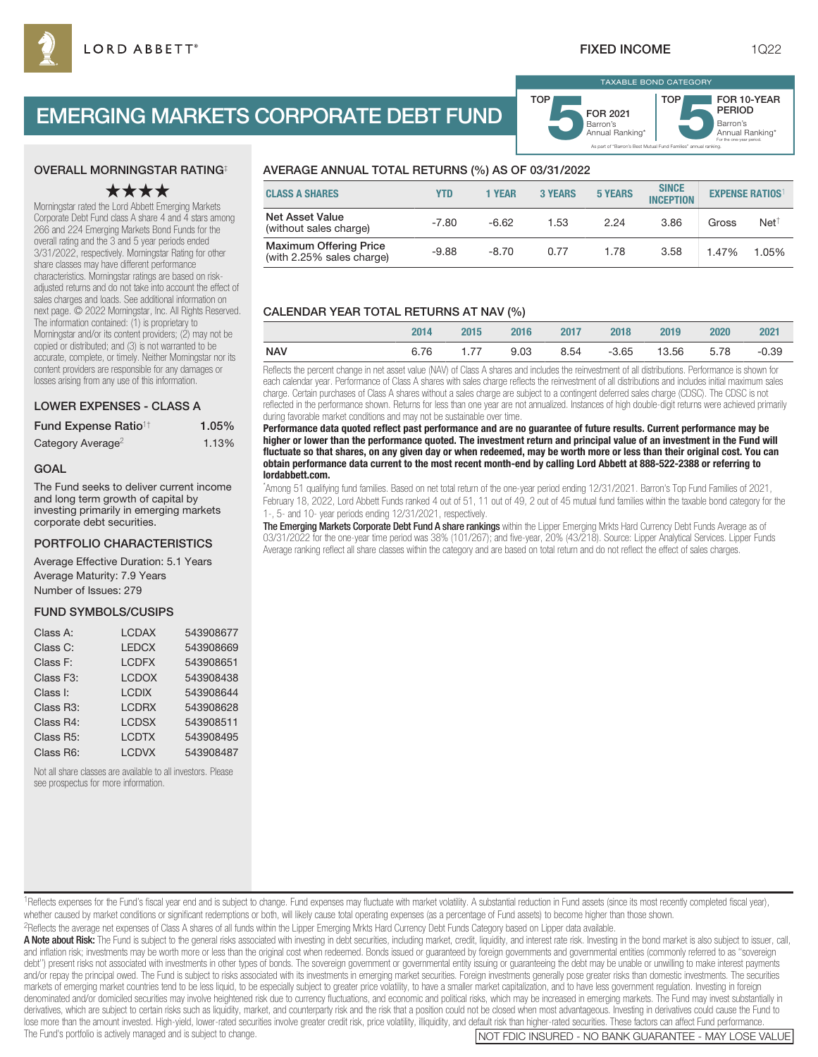LORD ABBETT®

FIXED INCOME 1Q22

# EMERGING MARKETS CORPORATE DEBT FUND

TAXABLE BOND CATEGORY

TOP 5 FOR 2021 Barron's Annual Ranking*

TOP 5 FOR 10-YEAR PERIOD Barron's Annual Ranking* For the one-year period.

As part of "Barron's Best Mutual Fund Families" annual ranking.

## OVERALL MORNINGSTAR RATING‡

★★★★

Morningstar rated the Lord Abbett Emerging Markets Corporate Debt Fund class A share 4 and 4 stars among 266 and 224 Emerging Markets Bond Funds for the overall rating and the 3 and 5 year periods ended 3/31/2022, respectively. Morningstar Rating for other share classes may have different performance characteristics. Morningstar ratings are based on risk-adjusted returns and do not take into account the effect of sales charges and loads. See additional information on next page. © 2022 Morningstar, Inc. All Rights Reserved. The information contained: (1) is proprietary to Morningstar and/or its content providers; (2) may not be copied or distributed; and (3) is not warranted to be accurate, complete, or timely. Neither Morningstar nor its content providers are responsible for any damages or losses arising from any use of this information.

## LOWER EXPENSES - CLASS A

| | |
|---|---|
| Fund Expense Ratio[1†] | 1.05% |
| Category Average[2] | 1.13% |

## GOAL

The Fund seeks to deliver current income and long term growth of capital by investing primarily in emerging markets corporate debt securities.

## PORTFOLIO CHARACTERISTICS

Average Effective Duration: 5.1 Years
Average Maturity: 7.9 Years
Number of Issues: 279

## FUND SYMBOLS/CUSIPS

| | | |
|---|---|---|
| Class A: | LCDAX | 543908677 |
| Class C: | LEDCX | 543908669 |
| Class F: | LCDFX | 543908651 |
| Class F3: | LCDOX | 543908438 |
| Class I: | LCDIX | 543908644 |
| Class R3: | LCDRX | 543908628 |
| Class R4: | LCDSX | 543908511 |
| Class R5: | LCDTX | 543908495 |
| Class R6: | LCDVX | 543908487 |

Not all share classes are available to all investors. Please see prospectus for more information.

## AVERAGE ANNUAL TOTAL RETURNS (%) AS OF 03/31/2022

| CLASS A SHARES | YTD | 1 YEAR | 3 YEARS | 5 YEARS | SINCE INCEPTION | EXPENSE RATIOS[1] | |
|---|---|---|---|---|---|---|---|
| | | | | | | Gross | Net[†] |
| Net Asset Value (without sales charge) | -7.80 | -6.62 | 1.53 | 2.24 | 3.86 | 1.47% | 1.05% |
| Maximum Offering Price (with 2.25% sales charge) | -9.88 | -8.70 | 0.77 | 1.78 | 3.58 | | |

## CALENDAR YEAR TOTAL RETURNS AT NAV (%)

| | 2014 | 2015 | 2016 | 2017 | 2018 | 2019 | 2020 | 2021 |
|---|---|---|---|---|---|---|---|---|
| NAV | 6.76 | 1.77 | 9.03 | 8.54 | -3.65 | 13.56 | 5.78 | -0.39 |

Reflects the percent change in net asset value (NAV) of Class A shares and includes the reinvestment of all distributions. Performance is shown for each calendar year. Performance of Class A shares with sales charge reflects the reinvestment of all distributions and includes initial maximum sales charge. Certain purchases of Class A shares without a sales charge are subject to a contingent deferred sales charge (CDSC). The CDSC is not reflected in the performance shown. Returns for less than one year are not annualized. Instances of high double-digit returns were achieved primarily during favorable market conditions and may not be sustainable over time.

**Performance data quoted reflect past performance and are no guarantee of future results. Current performance may be higher or lower than the performance quoted. The investment return and principal value of an investment in the Fund will fluctuate so that shares, on any given day or when redeemed, may be worth more or less than their original cost. You can obtain performance data current to the most recent month-end by calling Lord Abbett at 888-522-2388 or referring to lordabbett.com.**

*Among 51 qualifying fund families. Based on net total return of the one-year period ending 12/31/2021. Barron's Top Fund Families of 2021, February 18, 2022, Lord Abbett Funds ranked 4 out of 51, 11 out of 49, 2 out of 45 mutual fund families within the taxable bond category for the 1-, 5- and 10- year periods ending 12/31/2021, respectively.

**The Emerging Markets Corporate Debt Fund A share rankings** within the Lipper Emerging Mrkts Hard Currency Debt Funds Average as of 03/31/2022 for the one-year time period was 38% (101/267); and five-year, 20% (43/218). Source: Lipper Analytical Services. Lipper Funds Average ranking reflect all share classes within the category and are based on total return and do not reflect the effect of sales charges.

[1]Reflects expenses for the Fund's fiscal year end and is subject to change. Fund expenses may fluctuate with market volatility. A substantial reduction in Fund assets (since its most recently completed fiscal year), whether caused by market conditions or significant redemptions or both, will likely cause total operating expenses (as a percentage of Fund assets) to become higher than those shown.

[2]Reflects the average net expenses of Class A shares of all funds within the Lipper Emerging Mrkts Hard Currency Debt Funds Category based on Lipper data available.

**A Note about Risk:** The Fund is subject to the general risks associated with investing in debt securities, including market, credit, liquidity, and interest rate risk. Investing in the bond market is also subject to issuer, call, and inflation risk; investments may be worth more or less than the original cost when redeemed. Bonds issued or guaranteed by foreign governments and governmental entities (commonly referred to as "sovereign debt") present risks not associated with investments in other types of bonds. The sovereign government or governmental entity issuing or guaranteeing the debt may be unable or unwilling to make interest payments and/or repay the principal owed. The Fund is subject to risks associated with its investments in emerging market securities. Foreign investments generally pose greater risks than domestic investments. The securities markets of emerging market countries tend to be less liquid, to be especially subject to greater price volatility, to have a smaller market capitalization, and to have less government regulation. Investing in foreign denominated and/or domiciled securities may involve heightened risk due to currency fluctuations, and economic and political risks, which may be increased in emerging markets. The Fund may invest substantially in derivatives, which are subject to certain risks such as liquidity, market, and counterparty risk and the risk that a position could not be closed when most advantageous. Investing in derivatives could cause the Fund to lose more than the amount invested. High-yield, lower-rated securities involve greater credit risk, price volatility, illiquidity, and default risk than higher-rated securities. These factors can affect Fund performance. The Fund's portfolio is actively managed and is subject to change.

NOT FDIC INSURED - NO BANK GUARANTEE - MAY LOSE VALUE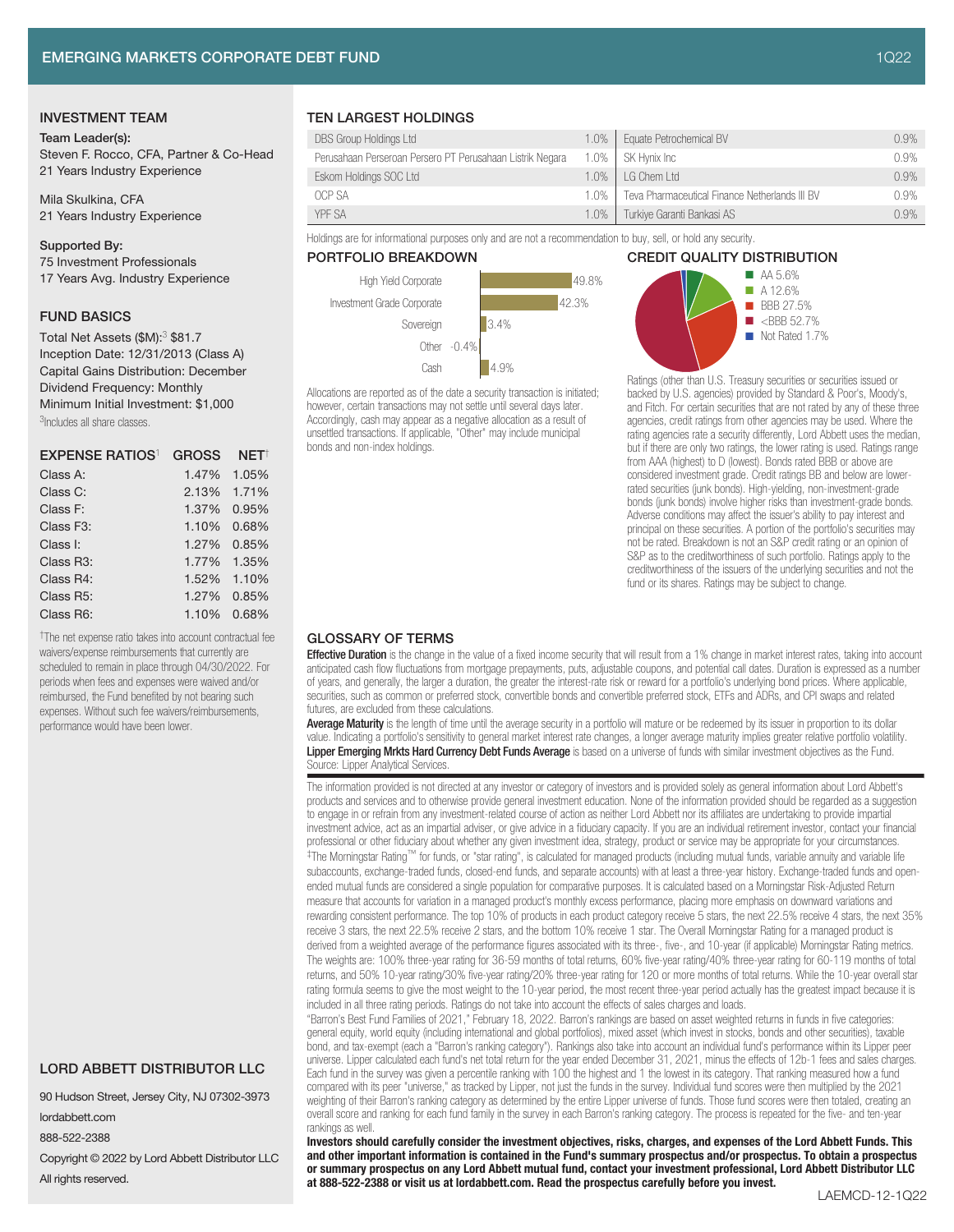## INVESTMENT TEAM

**Team Leader(s):**

Steven F. Rocco, CFA, Partner & Co-Head
21 Years Industry Experience

Mila Skulkina, CFA
21 Years Industry Experience

**Supported By:**

75 Investment Professionals
17 Years Avg. Industry Experience

## FUND BASICS

Total Net Assets ($M):[3] $81.7
Inception Date: 12/31/2013 (Class A)
Capital Gains Distribution: December
Dividend Frequency: Monthly
Minimum Initial Investment: $1,000

[3]Includes all share classes.

| EXPENSE RATIOS[†] | GROSS | NET[†] |
|---|---|---|
| Class A: | 1.47% | 1.05% |
| Class C: | 2.13% | 1.71% |
| Class F: | 1.37% | 0.95% |
| Class F3: | 1.10% | 0.68% |
| Class I: | 1.27% | 0.85% |
| Class R3: | 1.77% | 1.35% |
| Class R4: | 1.52% | 1.10% |
| Class R5: | 1.27% | 0.85% |
| Class R6: | 1.10% | 0.68% |

[†]The net expense ratio takes into account contractual fee waivers/expense reimbursements that currently are scheduled to remain in place through 04/30/2022. For periods when fees and expenses were waived and/or reimbursed, the Fund benefited by not bearing such expenses. Without such fee waivers/reimbursements, performance would have been lower.

## TEN LARGEST HOLDINGS

| | | | |
|---|---|---|---|
| DBS Group Holdings Ltd | 1.0% | Equate Petrochemical BV | 0.9% |
| Perusahaan Perseroan Persero PT Perusahaan Listrik Negara | 1.0% | SK Hynix Inc | 0.9% |
| Eskom Holdings SOC Ltd | 1.0% | LG Chem Ltd | 0.9% |
| OCP SA | 1.0% | Teva Pharmaceutical Finance Netherlands III BV | 0.9% |
| YPF SA | 1.0% | Turkiye Garanti Bankasi AS | 0.9% |

Holdings are for informational purposes only and are not a recommendation to buy, sell, or hold any security.

## PORTFOLIO BREAKDOWN

High Yield Corporate 49.8%
Investment Grade Corporate 42.3%
Sovereign 3.4%
Other -0.4%
Cash 4.9%

Allocations are reported as of the date a security transaction is initiated; however, certain transactions may not settle until several days later. Accordingly, cash may appear as a negative allocation as a result of unsettled transactions. If applicable, "Other" may include municipal bonds and non-index holdings.

## CREDIT QUALITY DISTRIBUTION

AA 5.6%
A 12.6%
BBB 27.5%
<BBB 52.7%
Not Rated 1.7%

Ratings (other than U.S. Treasury securities or securities issued or backed by U.S. agencies) provided by Standard & Poor's, Moody's, and Fitch. For certain securities that are not rated by any of these three agencies, credit ratings from other agencies may be used. Where the rating agencies rate a security differently, Lord Abbett uses the median, but if there are only two ratings, the lower rating is used. Ratings range from AAA (highest) to D (lowest). Bonds rated BBB or above are considered investment grade. Credit ratings BB and below are lower-rated securities (junk bonds). High-yielding, non-investment-grade bonds (junk bonds) involve higher risks than investment-grade bonds. Adverse conditions may affect the issuer's ability to pay interest and principal on these securities. A portion of the portfolio's securities may not be rated. Breakdown is not an S&P credit rating or an opinion of S&P as to the creditworthiness of such portfolio. Ratings apply to the creditworthiness of the issuers of the underlying securities and not the fund or its shares. Ratings may be subject to change.

## GLOSSARY OF TERMS

**Effective Duration** is the change in the value of a fixed income security that will result from a 1% change in market interest rates, taking into account anticipated cash flow fluctuations from mortgage prepayments, puts, adjustable coupons, and potential call dates. Duration is expressed as a number of years, and generally, the larger a duration, the greater the interest-rate risk or reward for a portfolio's underlying bond prices. Where applicable, securities, such as common or preferred stock, convertible bonds and convertible preferred stock, ETFs and ADRs, and CPI swaps and related futures, are excluded from these calculations.

**Average Maturity** is the length of time until the average security in a portfolio will mature or be redeemed by its issuer in proportion to its dollar value. Indicating a portfolio's sensitivity to general market interest rate changes, a longer average maturity implies greater relative portfolio volatility.

**Lipper Emerging Mrkts Hard Currency Debt Funds Average** is based on a universe of funds with similar investment objectives as the Fund. Source: Lipper Analytical Services.

The information provided is not directed at any investor or category of investors and is provided solely as general information about Lord Abbett's products and services and to otherwise provide general investment education. None of the information provided should be regarded as a suggestion to engage in or refrain from any investment-related course of action as neither Lord Abbett nor its affiliates are undertaking to provide impartial investment advice, act as an impartial adviser, or give advice in a fiduciary capacity. If you are an individual retirement investor, contact your financial professional or other fiduciary about whether any given investment idea, strategy, product or service may be appropriate for your circumstances.

[‡]The Morningstar Rating™ for funds, or "star rating", is calculated for managed products (including mutual funds, variable annuity and variable life subaccounts, exchange-traded funds, closed-end funds, and separate accounts) with at least a three-year history. Exchange-traded funds and open-ended mutual funds are considered a single population for comparative purposes. It is calculated based on a Morningstar Risk-Adjusted Return measure that accounts for variation in a managed product's monthly excess performance, placing more emphasis on downward variations and rewarding consistent performance. The top 10% of products in each product category receive 5 stars, the next 22.5% receive 4 stars, the next 35% receive 3 stars, the next 22.5% receive 2 stars, and the bottom 10% receive 1 star. The Overall Morningstar Rating for a managed product is derived from a weighted average of the performance figures associated with its three-, five-, and 10-year (if applicable) Morningstar Rating metrics. The weights are: 100% three-year rating for 36-59 months of total returns, 60% five-year rating/40% three-year rating for 60-119 months of total returns, and 50% 10-year rating/30% five-year rating/20% three-year rating for 120 or more months of total returns. While the 10-year overall star rating formula seems to give the most weight to the 10-year period, the most recent three-year period actually has the greatest impact because it is included in all three rating periods. Ratings do not take into account the effects of sales charges and loads.

"Barron's Best Fund Families of 2021," February 18, 2022. Barron's rankings are based on asset weighted returns in funds in five categories: general equity, world equity (including international and global portfolios), mixed asset (which invest in stocks, bonds and other securities), taxable bond, and tax-exempt (each a "Barron's ranking category"). Rankings also take into account an individual fund's performance within its Lipper peer universe. Lipper calculated each fund's net total return for the year ended December 31, 2021, minus the effects of 12b-1 fees and sales charges. Each fund in the survey was given a percentile ranking with 100 the highest and 1 the lowest in its category. That ranking measured how a fund compared with its peer "universe," as tracked by Lipper, not just the funds in the survey. Individual fund scores were then multiplied by the 2021 weighting of their Barron's ranking category as determined by the entire Lipper universe of funds. Those fund scores were then totaled, creating an overall score and ranking for each fund family in the survey in each Barron's ranking category. The process is repeated for the five- and ten-year rankings as well.

**Investors should carefully consider the investment objectives, risks, charges, and expenses of the Lord Abbett Funds. This and other important information is contained in the Fund's summary prospectus and/or prospectus. To obtain a prospectus or summary prospectus on any Lord Abbett mutual fund, contact your investment professional, Lord Abbett Distributor LLC at 888-522-2388 or visit us at lordabbett.com. Read the prospectus carefully before you invest.**

## LORD ABBETT DISTRIBUTOR LLC

90 Hudson Street, Jersey City, NJ 07302-3973

lordabbett.com

888-522-2388

Copyright © 2022 by Lord Abbett Distributor LLC

All rights reserved.

LAEMCD-12-1Q22